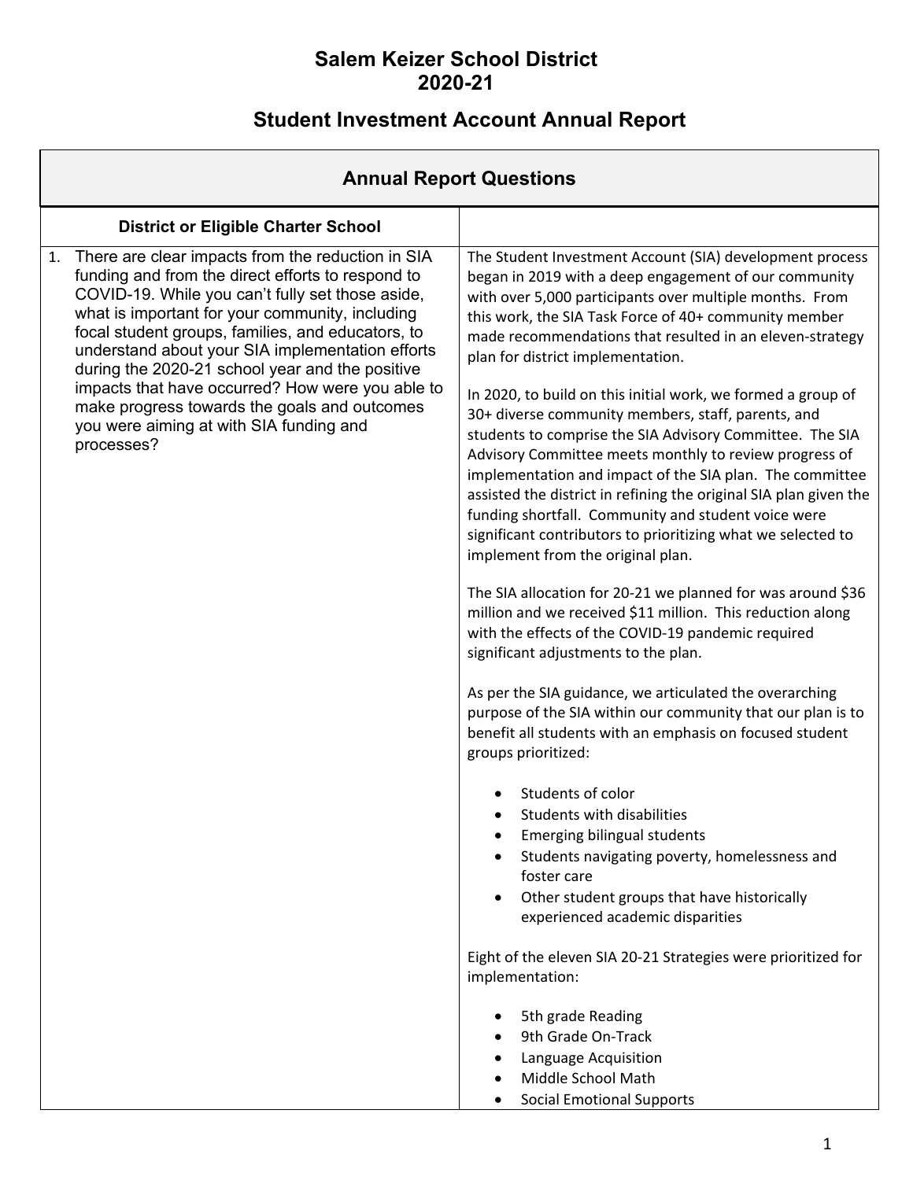# Salem Keizer School District
# 2020-21

## Student Investment Account Annual Report

| Annual Report Questions | |
|---|---|
| **District or Eligible Charter School** | |
| 1. There are clear impacts from the reduction in SIA funding and from the direct efforts to respond to COVID-19. While you can't fully set those aside, what is important for your community, including focal student groups, families, and educators, to understand about your SIA implementation efforts during the 2020-21 school year and the positive impacts that have occurred? How were you able to make progress towards the goals and outcomes you were aiming at with SIA funding and processes? | The Student Investment Account (SIA) development process began in 2019 with a deep engagement of our community with over 5,000 participants over multiple months. From this work, the SIA Task Force of 40+ community member made recommendations that resulted in an eleven-strategy plan for district implementation.<br><br>In 2020, to build on this initial work, we formed a group of 30+ diverse community members, staff, parents, and students to comprise the SIA Advisory Committee. The SIA Advisory Committee meets monthly to review progress of implementation and impact of the SIA plan. The committee assisted the district in refining the original SIA plan given the funding shortfall. Community and student voice were significant contributors to prioritizing what we selected to implement from the original plan.<br><br>The SIA allocation for 20-21 we planned for was around $36 million and we received $11 million. This reduction along with the effects of the COVID-19 pandemic required significant adjustments to the plan.<br><br>As per the SIA guidance, we articulated the overarching purpose of the SIA within our community that our plan is to benefit all students with an emphasis on focused student groups prioritized:<br><br>• Students of color<br>• Students with disabilities<br>• Emerging bilingual students<br>• Students navigating poverty, homelessness and foster care<br>• Other student groups that have historically experienced academic disparities<br><br>Eight of the eleven SIA 20-21 Strategies were prioritized for implementation:<br><br>• 5th grade Reading<br>• 9th Grade On-Track<br>• Language Acquisition<br>• Middle School Math<br>• Social Emotional Supports |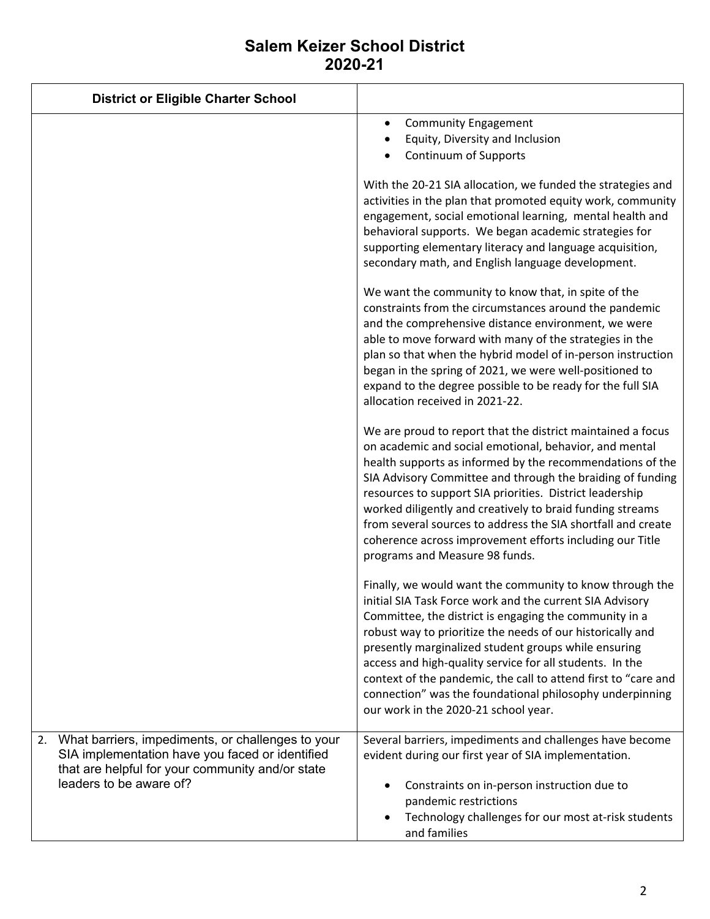# Salem Keizer School District
# 2020-21

| District or Eligible Charter School | |
|---|---|
| | • Community Engagement<br>• Equity, Diversity and Inclusion<br>• Continuum of Supports<br><br>With the 20-21 SIA allocation, we funded the strategies and activities in the plan that promoted equity work, community engagement, social emotional learning, mental health and behavioral supports. We began academic strategies for supporting elementary literacy and language acquisition, secondary math, and English language development.<br><br>We want the community to know that, in spite of the constraints from the circumstances around the pandemic and the comprehensive distance environment, we were able to move forward with many of the strategies in the plan so that when the hybrid model of in-person instruction began in the spring of 2021, we were well-positioned to expand to the degree possible to be ready for the full SIA allocation received in 2021-22.<br><br>We are proud to report that the district maintained a focus on academic and social emotional, behavior, and mental health supports as informed by the recommendations of the SIA Advisory Committee and through the braiding of funding resources to support SIA priorities. District leadership worked diligently and creatively to braid funding streams from several sources to address the SIA shortfall and create coherence across improvement efforts including our Title programs and Measure 98 funds.<br><br>Finally, we would want the community to know through the initial SIA Task Force work and the current SIA Advisory Committee, the district is engaging the community in a robust way to prioritize the needs of our historically and presently marginalized student groups while ensuring access and high-quality service for all students. In the context of the pandemic, the call to attend first to "care and connection" was the foundational philosophy underpinning our work in the 2020-21 school year. |
| 2. What barriers, impediments, or challenges to your SIA implementation have you faced or identified that are helpful for your community and/or state leaders to be aware of? | Several barriers, impediments and challenges have become evident during our first year of SIA implementation.<br><br>• Constraints on in-person instruction due to pandemic restrictions<br>• Technology challenges for our most at-risk students and families |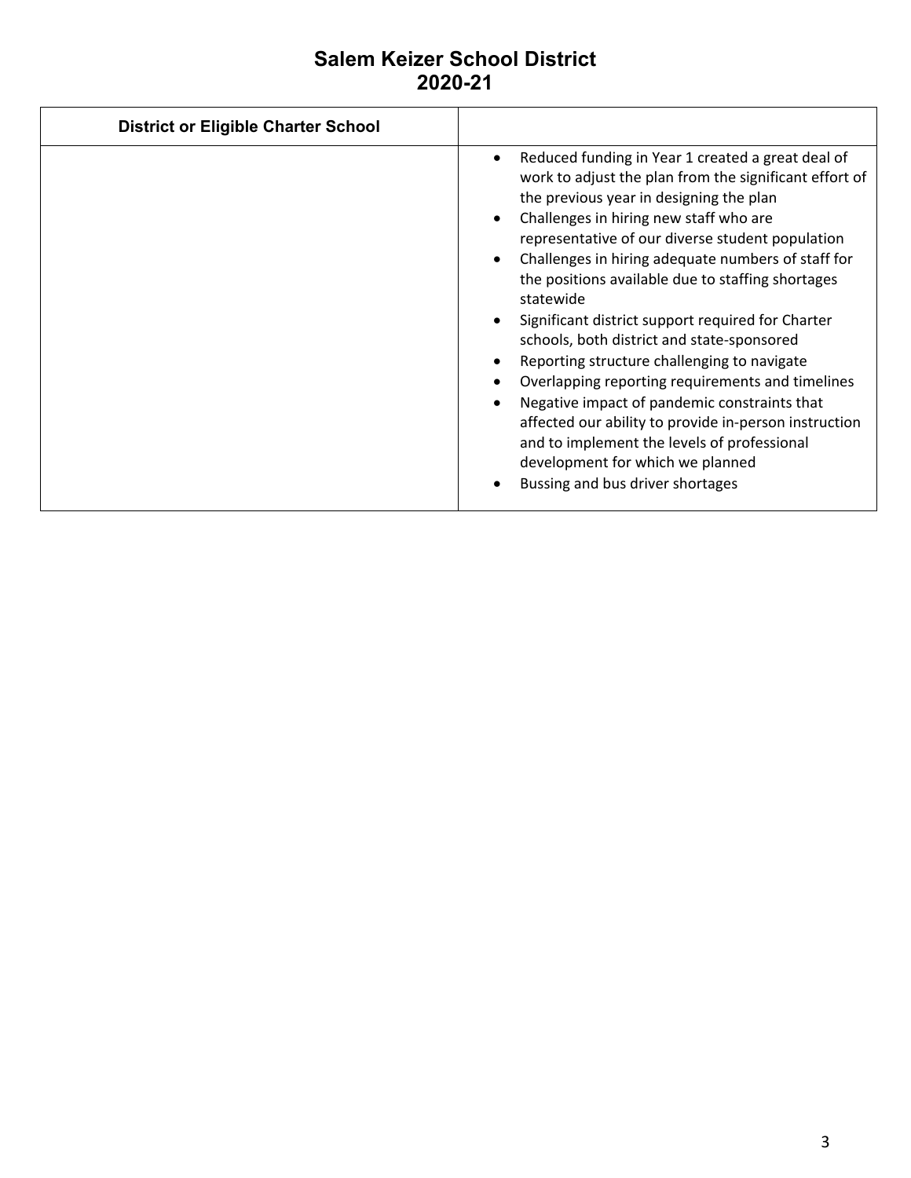# Salem Keizer School District
# 2020-21

| District or Eligible Charter School | |
|---|---|
| | • Reduced funding in Year 1 created a great deal of work to adjust the plan from the significant effort of the previous year in designing the plan<br>• Challenges in hiring new staff who are representative of our diverse student population<br>• Challenges in hiring adequate numbers of staff for the positions available due to staffing shortages statewide<br>• Significant district support required for Charter schools, both district and state-sponsored<br>• Reporting structure challenging to navigate<br>• Overlapping reporting requirements and timelines<br>• Negative impact of pandemic constraints that affected our ability to provide in-person instruction and to implement the levels of professional development for which we planned<br>• Bussing and bus driver shortages |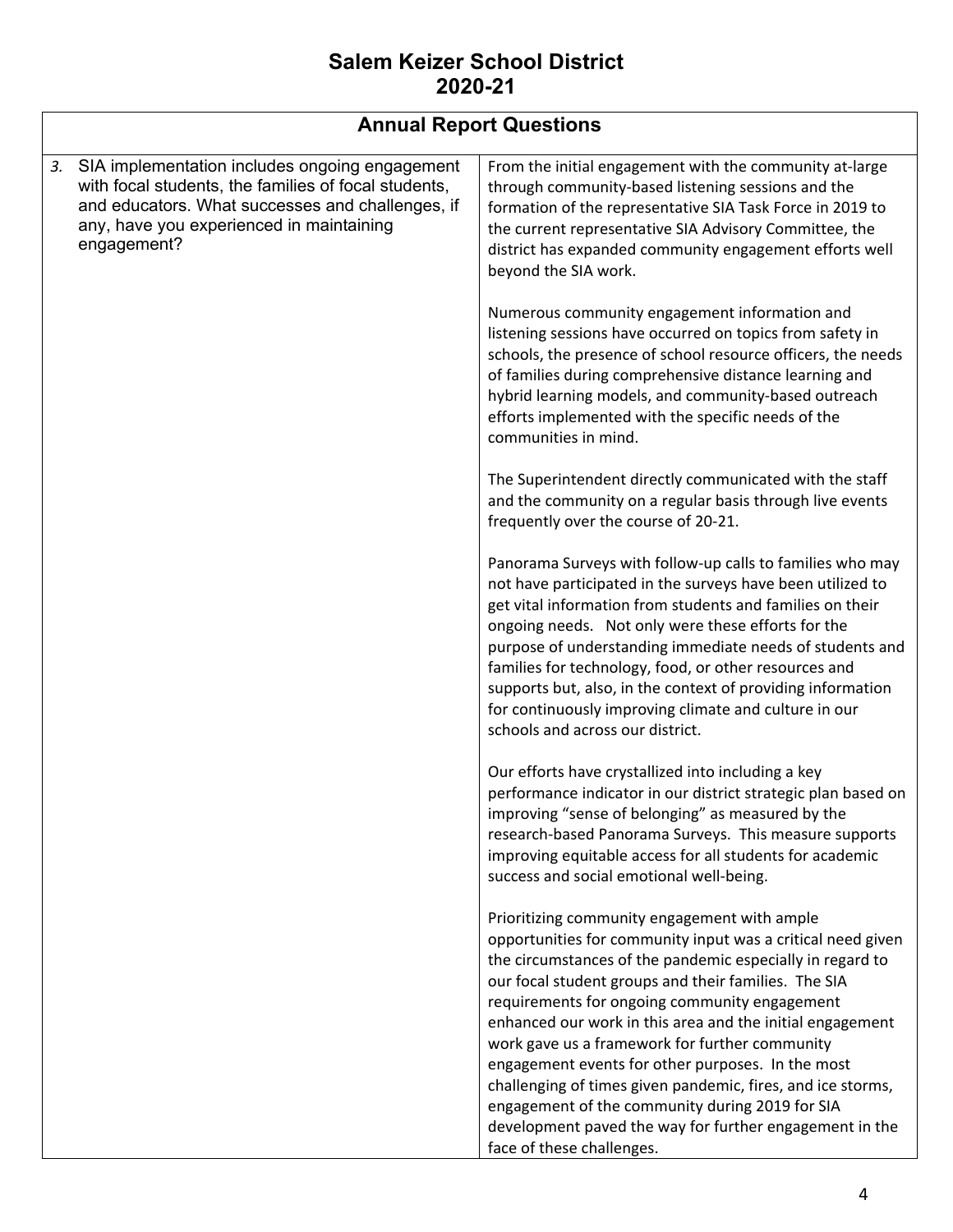# Salem Keizer School District
# 2020-21

| Annual Report Questions | |
|---|---|
| 3. SIA implementation includes ongoing engagement with focal students, the families of focal students, and educators. What successes and challenges, if any, have you experienced in maintaining engagement? | From the initial engagement with the community at-large through community-based listening sessions and the formation of the representative SIA Task Force in 2019 to the current representative SIA Advisory Committee, the district has expanded community engagement efforts well beyond the SIA work.<br><br>Numerous community engagement information and listening sessions have occurred on topics from safety in schools, the presence of school resource officers, the needs of families during comprehensive distance learning and hybrid learning models, and community-based outreach efforts implemented with the specific needs of the communities in mind.<br><br>The Superintendent directly communicated with the staff and the community on a regular basis through live events frequently over the course of 20-21.<br><br>Panorama Surveys with follow-up calls to families who may not have participated in the surveys have been utilized to get vital information from students and families on their ongoing needs. Not only were these efforts for the purpose of understanding immediate needs of students and families for technology, food, or other resources and supports but, also, in the context of providing information for continuously improving climate and culture in our schools and across our district.<br><br>Our efforts have crystallized into including a key performance indicator in our district strategic plan based on improving "sense of belonging" as measured by the research-based Panorama Surveys. This measure supports improving equitable access for all students for academic success and social emotional well-being.<br><br>Prioritizing community engagement with ample opportunities for community input was a critical need given the circumstances of the pandemic especially in regard to our focal student groups and their families. The SIA requirements for ongoing community engagement enhanced our work in this area and the initial engagement work gave us a framework for further community engagement events for other purposes. In the most challenging of times given pandemic, fires, and ice storms, engagement of the community during 2019 for SIA development paved the way for further engagement in the face of these challenges. |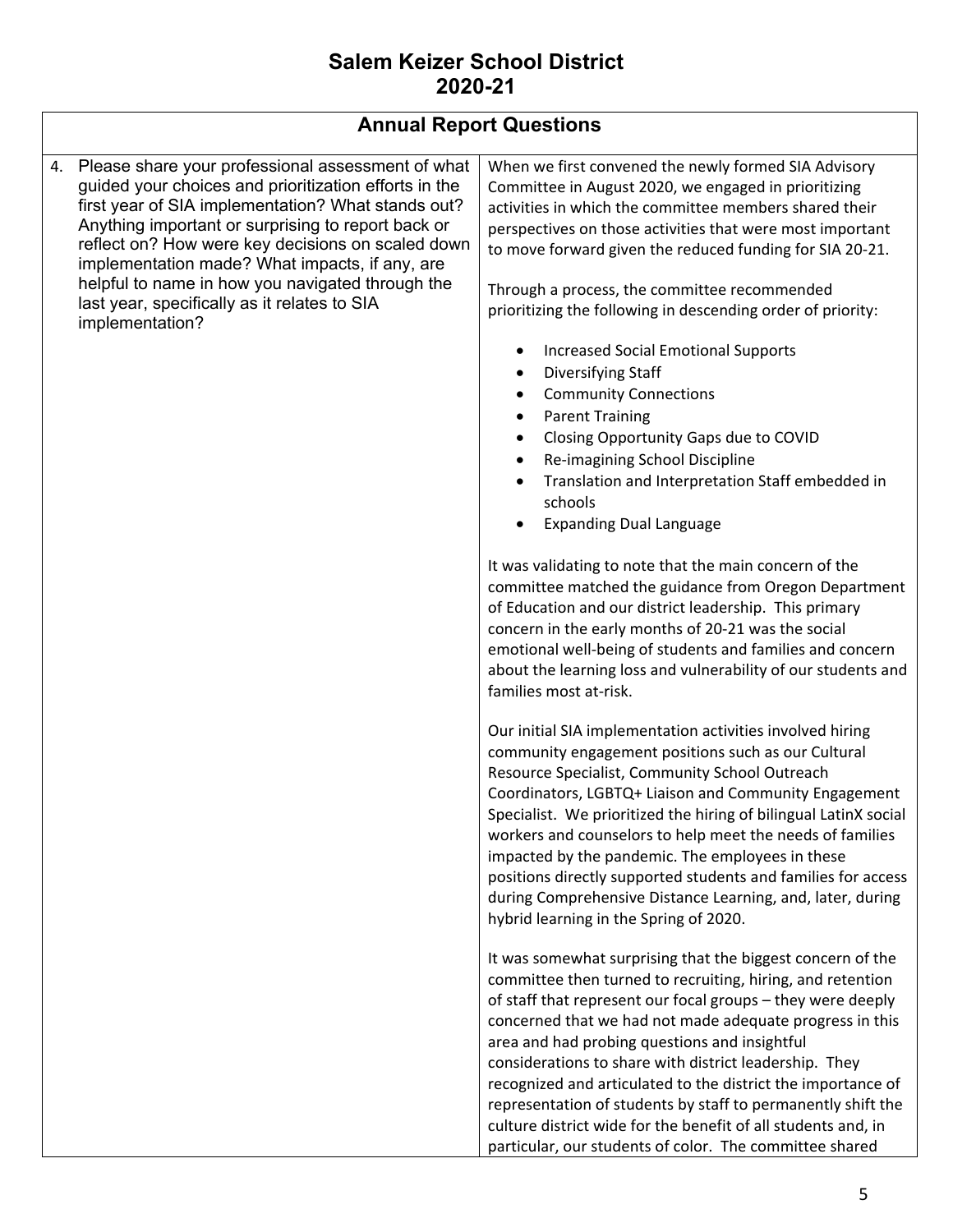# Salem Keizer School District
# 2020-21

## Annual Report Questions

| | |
|---|---|
| 4. Please share your professional assessment of what guided your choices and prioritization efforts in the first year of SIA implementation? What stands out? Anything important or surprising to report back or reflect on? How were key decisions on scaled down implementation made? What impacts, if any, are helpful to name in how you navigated through the last year, specifically as it relates to SIA implementation? | When we first convened the newly formed SIA Advisory Committee in August 2020, we engaged in prioritizing activities in which the committee members shared their perspectives on those activities that were most important to move forward given the reduced funding for SIA 20-21.<br><br>Through a process, the committee recommended prioritizing the following in descending order of priority:<br><br>• Increased Social Emotional Supports<br>• Diversifying Staff<br>• Community Connections<br>• Parent Training<br>• Closing Opportunity Gaps due to COVID<br>• Re-imagining School Discipline<br>• Translation and Interpretation Staff embedded in schools<br>• Expanding Dual Language<br><br>It was validating to note that the main concern of the committee matched the guidance from Oregon Department of Education and our district leadership. This primary concern in the early months of 20-21 was the social emotional well-being of students and families and concern about the learning loss and vulnerability of our students and families most at-risk.<br><br>Our initial SIA implementation activities involved hiring community engagement positions such as our Cultural Resource Specialist, Community School Outreach Coordinators, LGBTQ+ Liaison and Community Engagement Specialist. We prioritized the hiring of bilingual LatinX social workers and counselors to help meet the needs of families impacted by the pandemic. The employees in these positions directly supported students and families for access during Comprehensive Distance Learning, and, later, during hybrid learning in the Spring of 2020.<br><br>It was somewhat surprising that the biggest concern of the committee then turned to recruiting, hiring, and retention of staff that represent our focal groups – they were deeply concerned that we had not made adequate progress in this area and had probing questions and insightful considerations to share with district leadership. They recognized and articulated to the district the importance of representation of students by staff to permanently shift the culture district wide for the benefit of all students and, in particular, our students of color. The committee shared |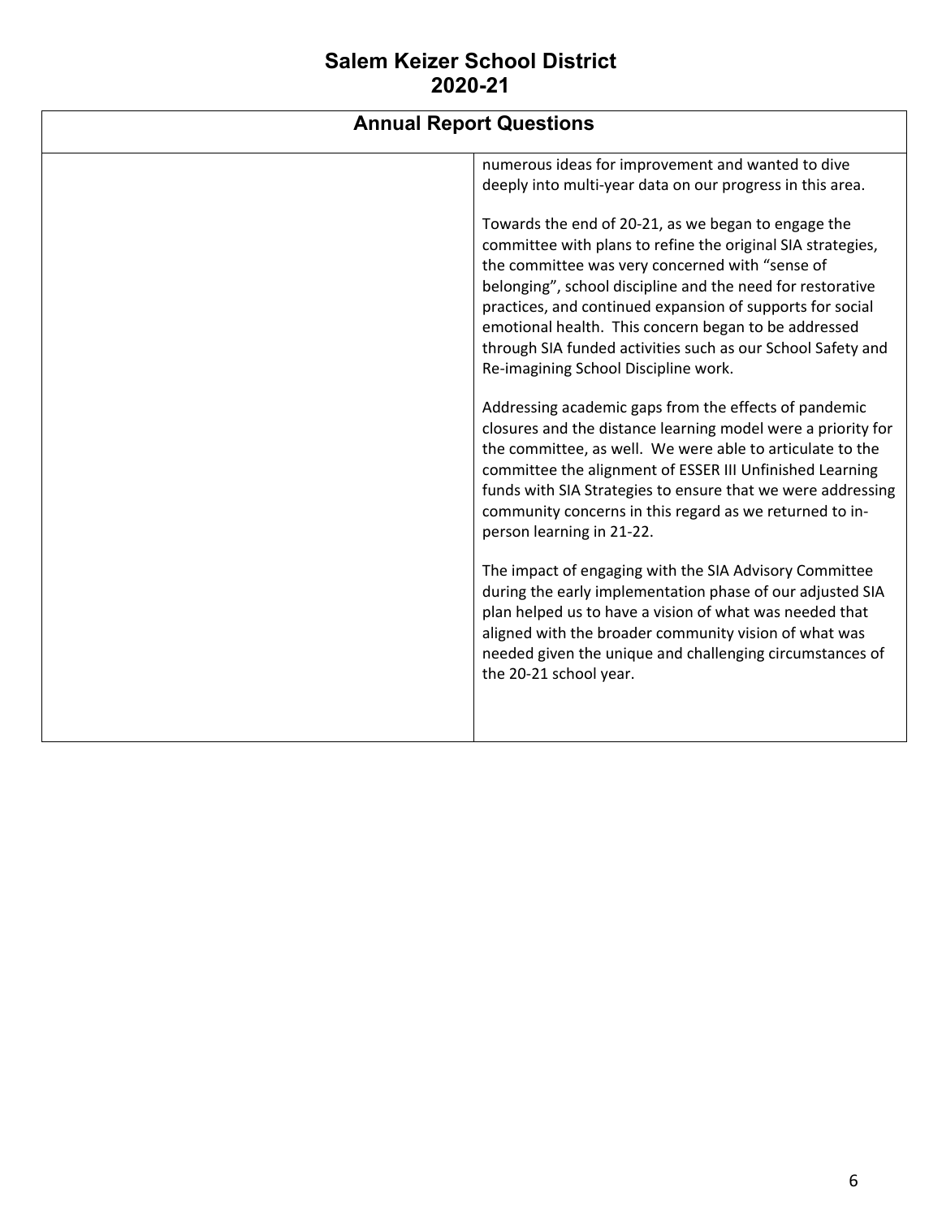## Annual Report Questions

| | |
|---|---|
| | numerous ideas for improvement and wanted to dive deeply into multi-year data on our progress in this area.<br><br>Towards the end of 20-21, as we began to engage the committee with plans to refine the original SIA strategies, the committee was very concerned with "sense of belonging", school discipline and the need for restorative practices, and continued expansion of supports for social emotional health. This concern began to be addressed through SIA funded activities such as our School Safety and Re-imagining School Discipline work.<br><br>Addressing academic gaps from the effects of pandemic closures and the distance learning model were a priority for the committee, as well. We were able to articulate to the committee the alignment of ESSER III Unfinished Learning funds with SIA Strategies to ensure that we were addressing community concerns in this regard as we returned to in-person learning in 21-22.<br><br>The impact of engaging with the SIA Advisory Committee during the early implementation phase of our adjusted SIA plan helped us to have a vision of what was needed that aligned with the broader community vision of what was needed given the unique and challenging circumstances of the 20-21 school year. |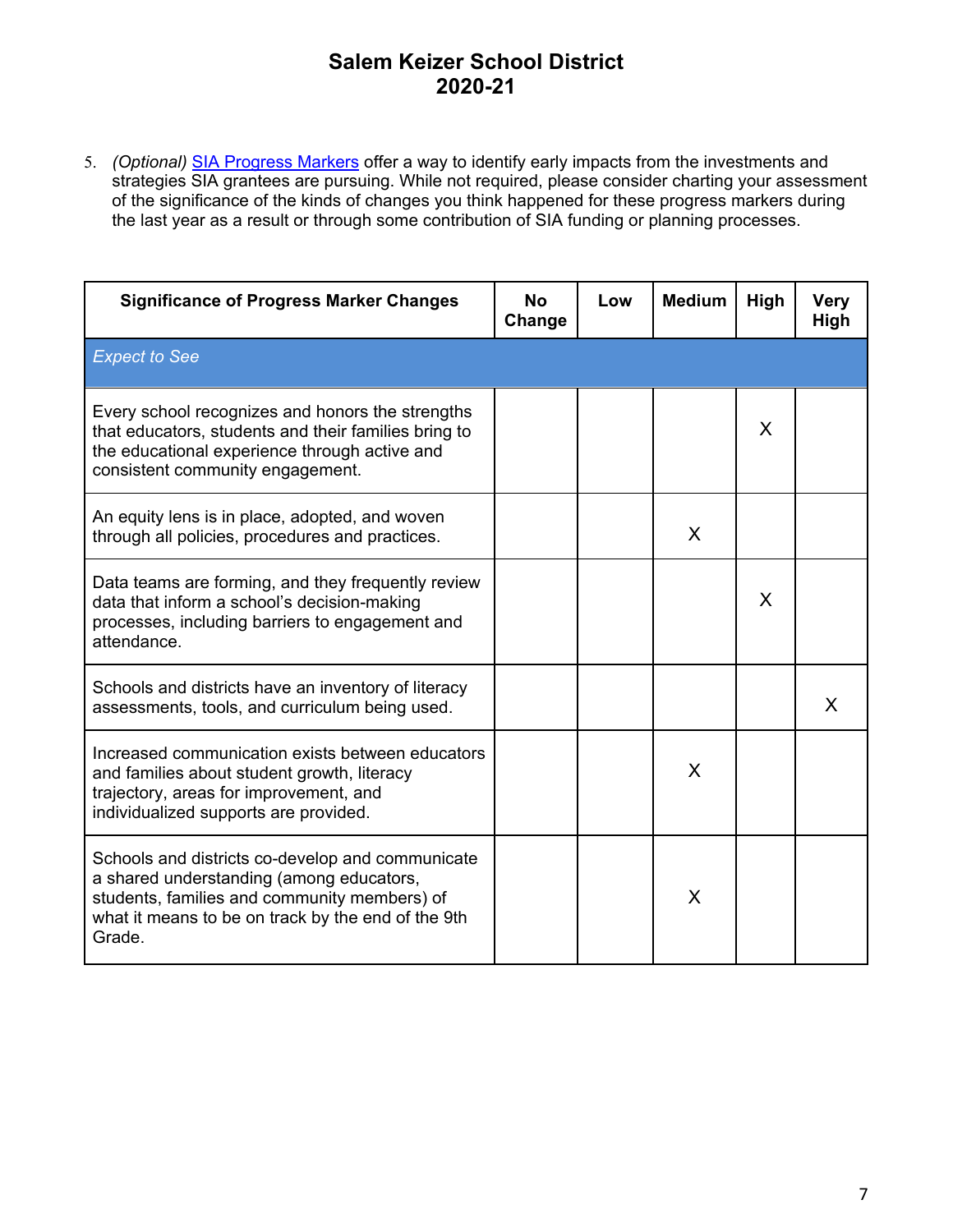# Salem Keizer School District
# 2020-21

5. *(Optional)* SIA Progress Markers offer a way to identify early impacts from the investments and strategies SIA grantees are pursuing. While not required, please consider charting your assessment of the significance of the kinds of changes you think happened for these progress markers during the last year as a result or through some contribution of SIA funding or planning processes.

| Significance of Progress Marker Changes | No Change | Low | Medium | High | Very High |
|---|---|---|---|---|---|
| *Expect to See* | | | | | |
| Every school recognizes and honors the strengths that educators, students and their families bring to the educational experience through active and consistent community engagement. | | | | X | |
| An equity lens is in place, adopted, and woven through all policies, procedures and practices. | | | X | | |
| Data teams are forming, and they frequently review data that inform a school's decision-making processes, including barriers to engagement and attendance. | | | | X | |
| Schools and districts have an inventory of literacy assessments, tools, and curriculum being used. | | | | | X |
| Increased communication exists between educators and families about student growth, literacy trajectory, areas for improvement, and individualized supports are provided. | | | X | | |
| Schools and districts co-develop and communicate a shared understanding (among educators, students, families and community members) of what it means to be on track by the end of the 9th Grade. | | | X | | |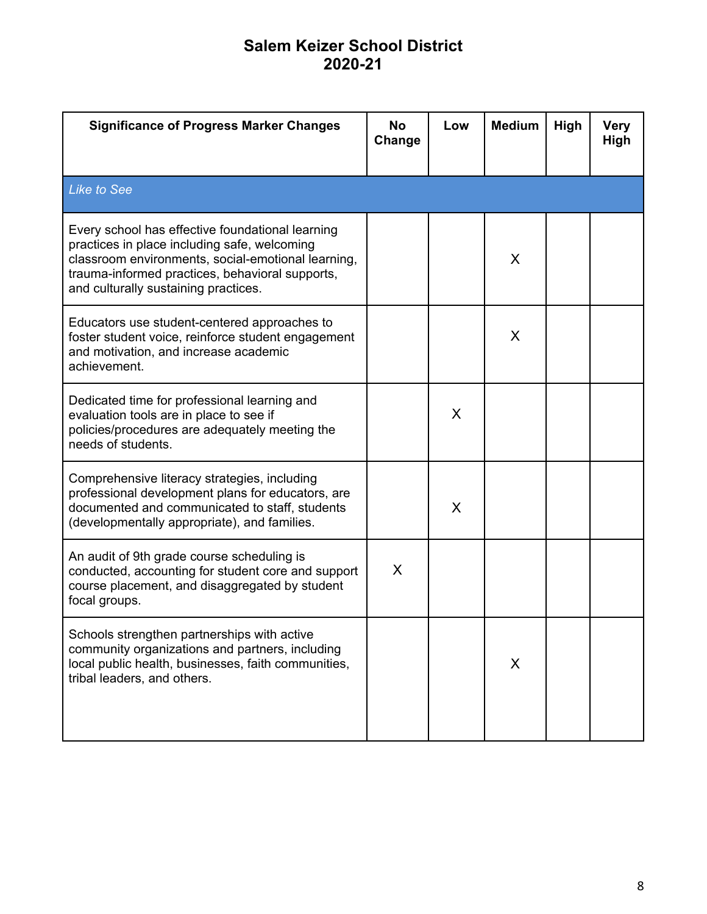# Salem Keizer School District
# 2020-21

| Significance of Progress Marker Changes | No Change | Low | Medium | High | Very High |
|---|---|---|---|---|---|
| *Like to See* | | | | | |
| Every school has effective foundational learning practices in place including safe, welcoming classroom environments, social-emotional learning, trauma-informed practices, behavioral supports, and culturally sustaining practices. | | | X | | |
| Educators use student-centered approaches to foster student voice, reinforce student engagement and motivation, and increase academic achievement. | | | X | | |
| Dedicated time for professional learning and evaluation tools are in place to see if policies/procedures are adequately meeting the needs of students. | | X | | | |
| Comprehensive literacy strategies, including professional development plans for educators, are documented and communicated to staff, students (developmentally appropriate), and families. | | X | | | |
| An audit of 9th grade course scheduling is conducted, accounting for student core and support course placement, and disaggregated by student focal groups. | X | | | | |
| Schools strengthen partnerships with active community organizations and partners, including local public health, businesses, faith communities, tribal leaders, and others. | | | X | | |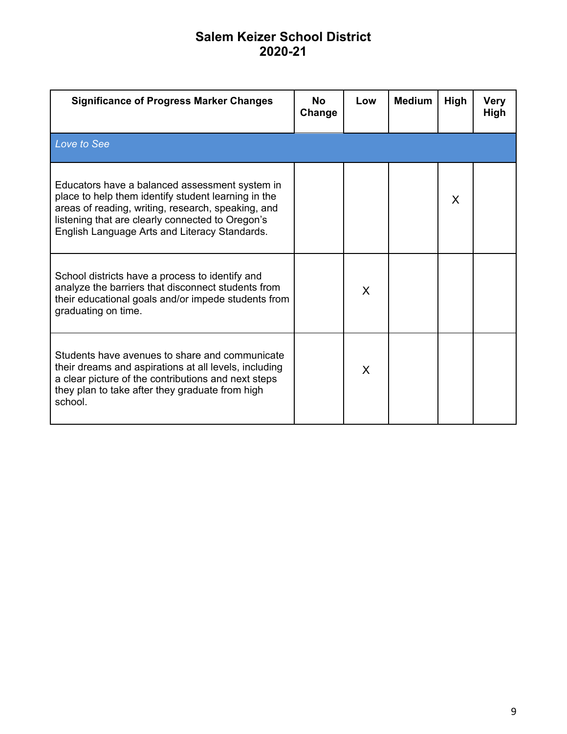# Salem Keizer School District
# 2020-21

| Significance of Progress Marker Changes | No Change | Low | Medium | High | Very High |
|---|---|---|---|---|---|
| *Love to See* | | | | | |
| Educators have a balanced assessment system in place to help them identify student learning in the areas of reading, writing, research, speaking, and listening that are clearly connected to Oregon's English Language Arts and Literacy Standards. | | | | X | |
| School districts have a process to identify and analyze the barriers that disconnect students from their educational goals and/or impede students from graduating on time. | | X | | | |
| Students have avenues to share and communicate their dreams and aspirations at all levels, including a clear picture of the contributions and next steps they plan to take after they graduate from high school. | | X | | | |